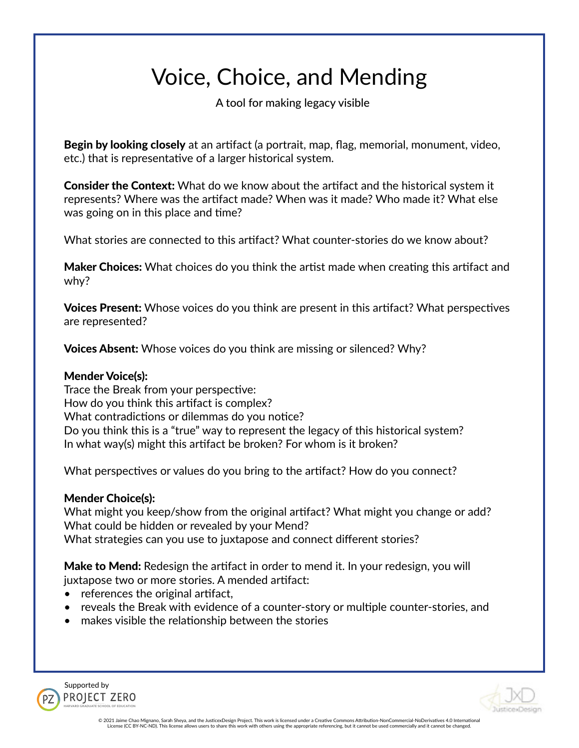# Voice, Choice, and Mending

A tool for making legacy visible

**Begin by looking closely** at an artifact (a portrait, map, flag, memorial, monument, video, etc.) that is representative of a larger historical system.

**Consider the Context:** What do we know about the artifact and the historical system it represents? Where was the artifact made? When was it made? Who made it? What else was going on in this place and time?

What stories are connected to this artifact? What counter-stories do we know about?

**Maker Choices:** What choices do you think the artist made when creating this artifact and why?

**Voices Present:** Whose voices do you think are present in this artifact? What perspectives are represented?

**Voices Absent:** Whose voices do you think are missing or silenced? Why?

**Mender Voice(s):**
Trace the Break from your perspective:
How do you think this artifact is complex?
What contradictions or dilemmas do you notice?
Do you think this is a "true" way to represent the legacy of this historical system?
In what way(s) might this artifact be broken? For whom is it broken?

What perspectives or values do you bring to the artifact? How do you connect?

**Mender Choice(s):**
What might you keep/show from the original artifact? What might you change or add?
What could be hidden or revealed by your Mend?
What strategies can you use to juxtapose and connect different stories?

**Make to Mend:** Redesign the artifact in order to mend it. In your redesign, you will juxtapose two or more stories. A mended artifact:

- references the original artifact,
- reveals the Break with evidence of a counter-story or multiple counter-stories, and
- makes visible the relationship between the stories

Supported by PROJECT ZERO, HARVARD GRADUATE SCHOOL OF EDUCATION

JxD JusticexDesign

© 2021 Jaime Chao Mignano, Sarah Sheya, and the JusticexDesign Project. This work is licensed under a Creative Commons Attribution-NonCommercial-NoDerivatives 4.0 International License (CC BY-NC-ND). This license allows users to share this work with others using the appropriate referencing, but it cannot be used commercially and it cannot be changed.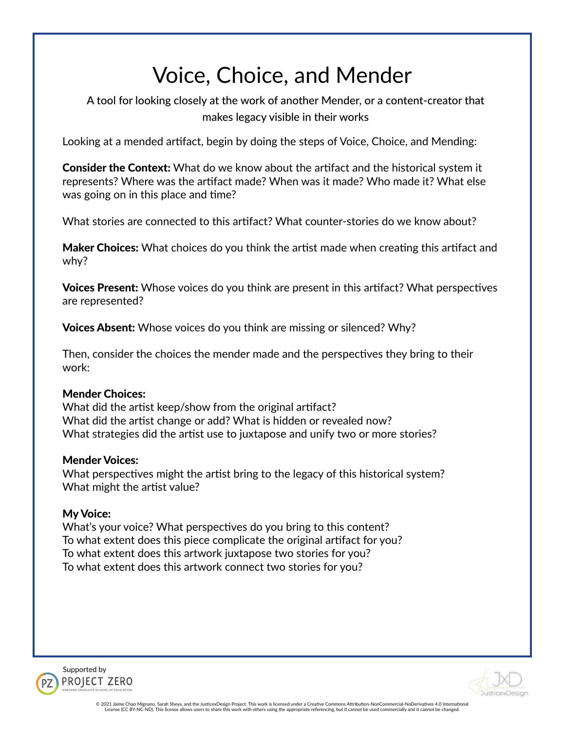# Voice, Choice, and Mender

A tool for looking closely at the work of another Mender, or a content-creator that makes legacy visible in their works

Looking at a mended artifact, begin by doing the steps of Voice, Choice, and Mending:

**Consider the Context:** What do we know about the artifact and the historical system it represents? Where was the artifact made? When was it made? Who made it? What else was going on in this place and time?

What stories are connected to this artifact? What counter-stories do we know about?

**Maker Choices:** What choices do you think the artist made when creating this artifact and why?

**Voices Present:** Whose voices do you think are present in this artifact? What perspectives are represented?

**Voices Absent:** Whose voices do you think are missing or silenced? Why?

Then, consider the choices the mender made and the perspectives they bring to their work:

**Mender Choices:**
What did the artist keep/show from the original artifact?
What did the artist change or add? What is hidden or revealed now?
What strategies did the artist use to juxtapose and unify two or more stories?

**Mender Voices:**
What perspectives might the artist bring to the legacy of this historical system?
What might the artist value?

**My Voice:**
What's your voice? What perspectives do you bring to this content?
To what extent does this piece complicate the original artifact for you?
To what extent does this artwork juxtapose two stories for you?
To what extent does this artwork connect two stories for you?

Supported by PROJECT ZERO HARVARD GRADUATE SCHOOL OF EDUCATION

© 2021 Jaime Chao Mignano, Sarah Sheya, and the JusticexDesign Project. This work is licensed under a Creative Commons Attribution-NonCommercial-NoDerivatives 4.0 International License (CC BY-NC-ND). This license allows users to share this work with others using the appropriate referencing, but it cannot be used commercially and it cannot be changed.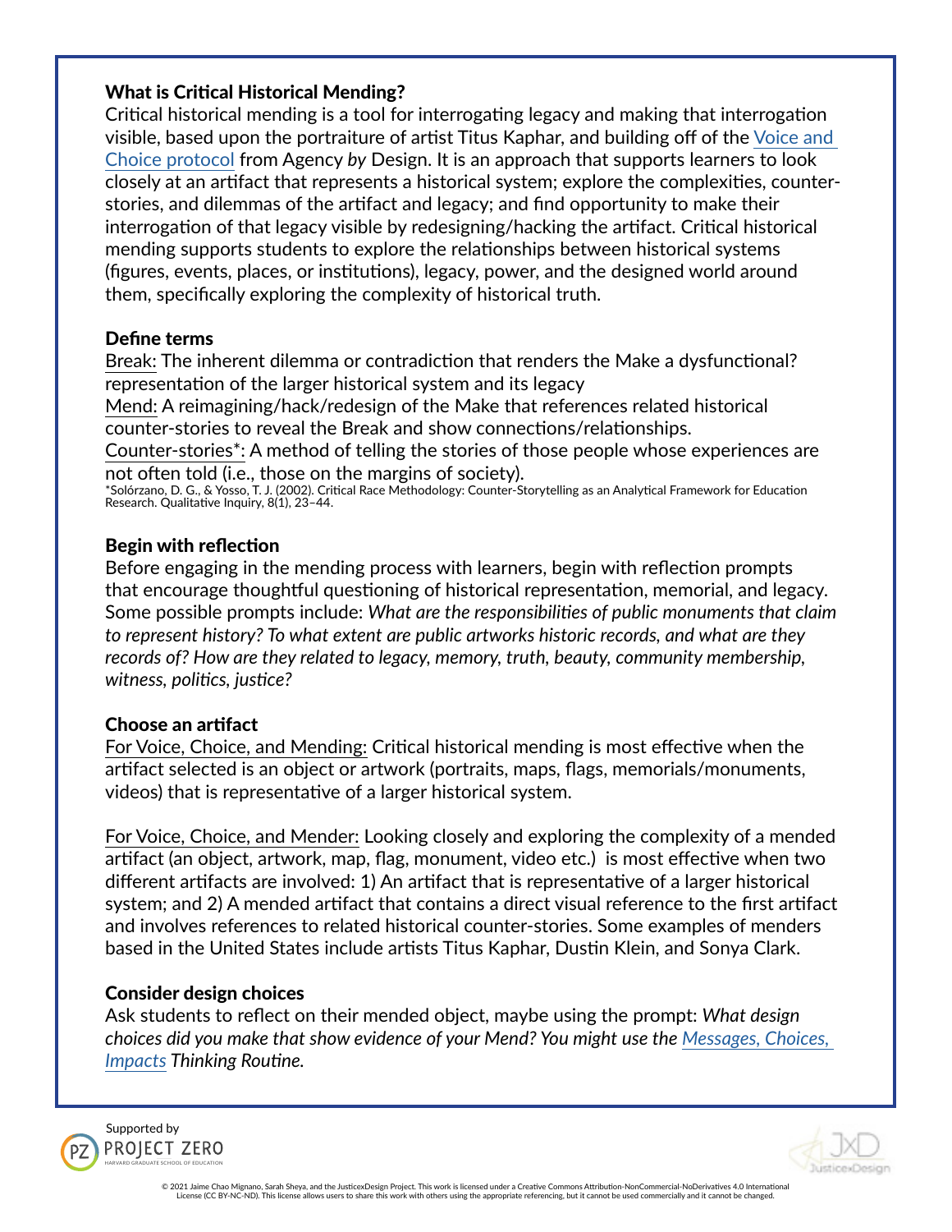### What is Critical Historical Mending?

Critical historical mending is a tool for interrogating legacy and making that interrogation visible, based upon the portraiture of artist Titus Kaphar, and building off of the Voice and Choice protocol from Agency *by* Design. It is an approach that supports learners to look closely at an artifact that represents a historical system; explore the complexities, counter-stories, and dilemmas of the artifact and legacy; and find opportunity to make their interrogation of that legacy visible by redesigning/hacking the artifact. Critical historical mending supports students to explore the relationships between historical systems (figures, events, places, or institutions), legacy, power, and the designed world around them, specifically exploring the complexity of historical truth.

### Define terms

Break: The inherent dilemma or contradiction that renders the Make a dysfunctional? representation of the larger historical system and its legacy

Mend: A reimagining/hack/redesign of the Make that references related historical counter-stories to reveal the Break and show connections/relationships.

Counter-stories*: A method of telling the stories of those people whose experiences are not often told (i.e., those on the margins of society).

*Solórzano, D. G., & Yosso, T. J. (2002). Critical Race Methodology: Counter-Storytelling as an Analytical Framework for Education Research. Qualitative Inquiry, 8(1), 23–44.

### Begin with reflection

Before engaging in the mending process with learners, begin with reflection prompts that encourage thoughtful questioning of historical representation, memorial, and legacy. Some possible prompts include: *What are the responsibilities of public monuments that claim to represent history? To what extent are public artworks historic records, and what are they records of? How are they related to legacy, memory, truth, beauty, community membership, witness, politics, justice?*

### Choose an artifact

For Voice, Choice, and Mending: Critical historical mending is most effective when the artifact selected is an object or artwork (portraits, maps, flags, memorials/monuments, videos) that is representative of a larger historical system.

For Voice, Choice, and Mender: Looking closely and exploring the complexity of a mended artifact (an object, artwork, map, flag, monument, video etc.) is most effective when two different artifacts are involved: 1) An artifact that is representative of a larger historical system; and 2) A mended artifact that contains a direct visual reference to the first artifact and involves references to related historical counter-stories. Some examples of menders based in the United States include artists Titus Kaphar, Dustin Klein, and Sonya Clark.

### Consider design choices

Ask students to reflect on their mended object, maybe using the prompt: *What design choices did you make that show evidence of your Mend? You might use the Messages, Choices, Impacts Thinking Routine.*

Supported by PROJECT ZERO, HARVARD GRADUATE SCHOOL OF EDUCATION

JxD JusticexDesign

© 2021 Jaime Chao Mignano, Sarah Sheya, and the JusticexDesign Project. This work is licensed under a Creative Commons Attribution-NonCommercial-NoDerivatives 4.0 International License (CC BY-NC-ND). This license allows users to share this work with others using the appropriate referencing, but it cannot be used commercially and it cannot be changed.